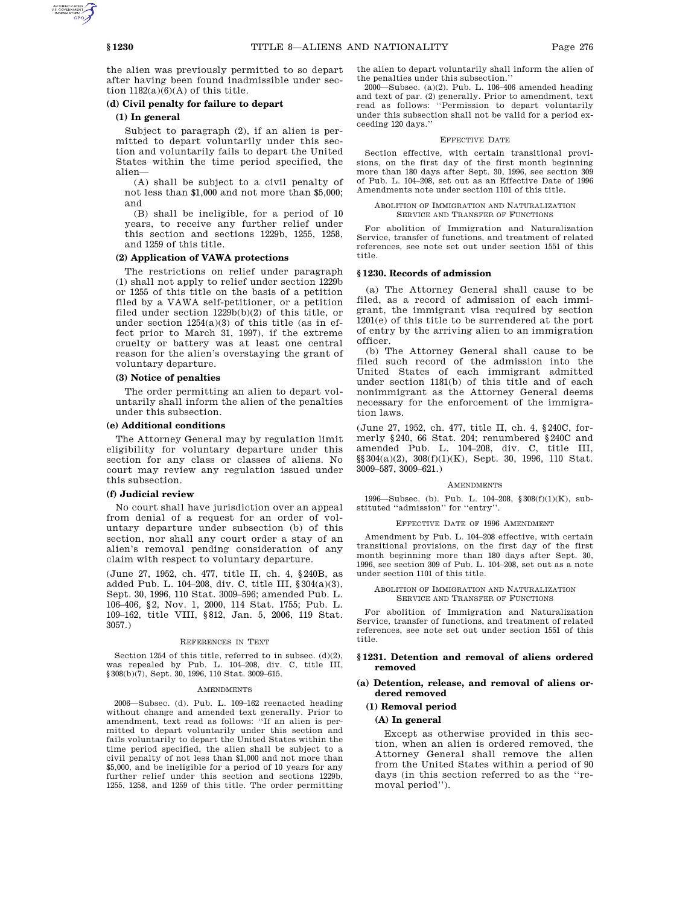the alien was previously permitted to so depart after having been found inadmissible under section 1182(a)(6)(A) of this title.

**(d) Civil penalty for failure to depart**

**(1) In general**

Subject to paragraph (2), if an alien is permitted to depart voluntarily under this section and voluntarily fails to depart the United States within the time period specified, the alien—

(A) shall be subject to a civil penalty of not less than $1,000 and not more than $5,000; and

(B) shall be ineligible, for a period of 10 years, to receive any further relief under this section and sections 1229b, 1255, 1258, and 1259 of this title.

**(2) Application of VAWA protections**

The restrictions on relief under paragraph (1) shall not apply to relief under section 1229b or 1255 of this title on the basis of a petition filed by a VAWA self-petitioner, or a petition filed under section 1229b(b)(2) of this title, or under section 1254(a)(3) of this title (as in effect prior to March 31, 1997), if the extreme cruelty or battery was at least one central reason for the alien's overstaying the grant of voluntary departure.

**(3) Notice of penalties**

The order permitting an alien to depart voluntarily shall inform the alien of the penalties under this subsection.

**(e) Additional conditions**

The Attorney General may by regulation limit eligibility for voluntary departure under this section for any class or classes of aliens. No court may review any regulation issued under this subsection.

**(f) Judicial review**

No court shall have jurisdiction over an appeal from denial of a request for an order of voluntary departure under subsection (b) of this section, nor shall any court order a stay of an alien's removal pending consideration of any claim with respect to voluntary departure.

(June 27, 1952, ch. 477, title II, ch. 4, §240B, as added Pub. L. 104–208, div. C, title III, §304(a)(3), Sept. 30, 1996, 110 Stat. 3009–596; amended Pub. L. 106–406, §2, Nov. 1, 2000, 114 Stat. 1755; Pub. L. 109–162, title VIII, §812, Jan. 5, 2006, 119 Stat. 3057.)

REFERENCES IN TEXT

Section 1254 of this title, referred to in subsec. (d)(2), was repealed by Pub. L. 104–208, div. C, title III, §308(b)(7), Sept. 30, 1996, 110 Stat. 3009–615.

AMENDMENTS

2006—Subsec. (d). Pub. L. 109–162 reenacted heading without change and amended text generally. Prior to amendment, text read as follows: ''If an alien is permitted to depart voluntarily under this section and fails voluntarily to depart the United States within the time period specified, the alien shall be subject to a civil penalty of not less than $1,000 and not more than $5,000, and be ineligible for a period of 10 years for any further relief under this section and sections 1229b, 1255, 1258, and 1259 of this title. The order permitting the alien to depart voluntarily shall inform the alien of the penalties under this subsection.''

2000—Subsec. (a)(2). Pub. L. 106–406 amended heading and text of par. (2) generally. Prior to amendment, text read as follows: ''Permission to depart voluntarily under this subsection shall not be valid for a period exceeding 120 days.''

EFFECTIVE DATE

Section effective, with certain transitional provisions, on the first day of the first month beginning more than 180 days after Sept. 30, 1996, see section 309 of Pub. L. 104–208, set out as an Effective Date of 1996 Amendments note under section 1101 of this title.

ABOLITION OF IMMIGRATION AND NATURALIZATION SERVICE AND TRANSFER OF FUNCTIONS

For abolition of Immigration and Naturalization Service, transfer of functions, and treatment of related references, see note set out under section 1551 of this title.

### §1230. Records of admission

(a) The Attorney General shall cause to be filed, as a record of admission of each immigrant, the immigrant visa required by section 1201(e) of this title to be surrendered at the port of entry by the arriving alien to an immigration officer.

(b) The Attorney General shall cause to be filed such record of the admission into the United States of each immigrant admitted under section 1181(b) of this title and of each nonimmigrant as the Attorney General deems necessary for the enforcement of the immigration laws.

(June 27, 1952, ch. 477, title II, ch. 4, §240C, formerly §240, 66 Stat. 204; renumbered §240C and amended Pub. L. 104–208, div. C, title III, §§304(a)(2), 308(f)(1)(K), Sept. 30, 1996, 110 Stat. 3009–587, 3009–621.)

AMENDMENTS

1996—Subsec. (b). Pub. L. 104–208, §308(f)(1)(K), substituted ''admission'' for ''entry''.

EFFECTIVE DATE OF 1996 AMENDMENT

Amendment by Pub. L. 104–208 effective, with certain transitional provisions, on the first day of the first month beginning more than 180 days after Sept. 30, 1996, see section 309 of Pub. L. 104–208, set out as a note under section 1101 of this title.

ABOLITION OF IMMIGRATION AND NATURALIZATION SERVICE AND TRANSFER OF FUNCTIONS

For abolition of Immigration and Naturalization Service, transfer of functions, and treatment of related references, see note set out under section 1551 of this title.

### §1231. Detention and removal of aliens ordered removed

**(a) Detention, release, and removal of aliens ordered removed**

**(1) Removal period**

**(A) In general**

Except as otherwise provided in this section, when an alien is ordered removed, the Attorney General shall remove the alien from the United States within a period of 90 days (in this section referred to as the ''removal period'').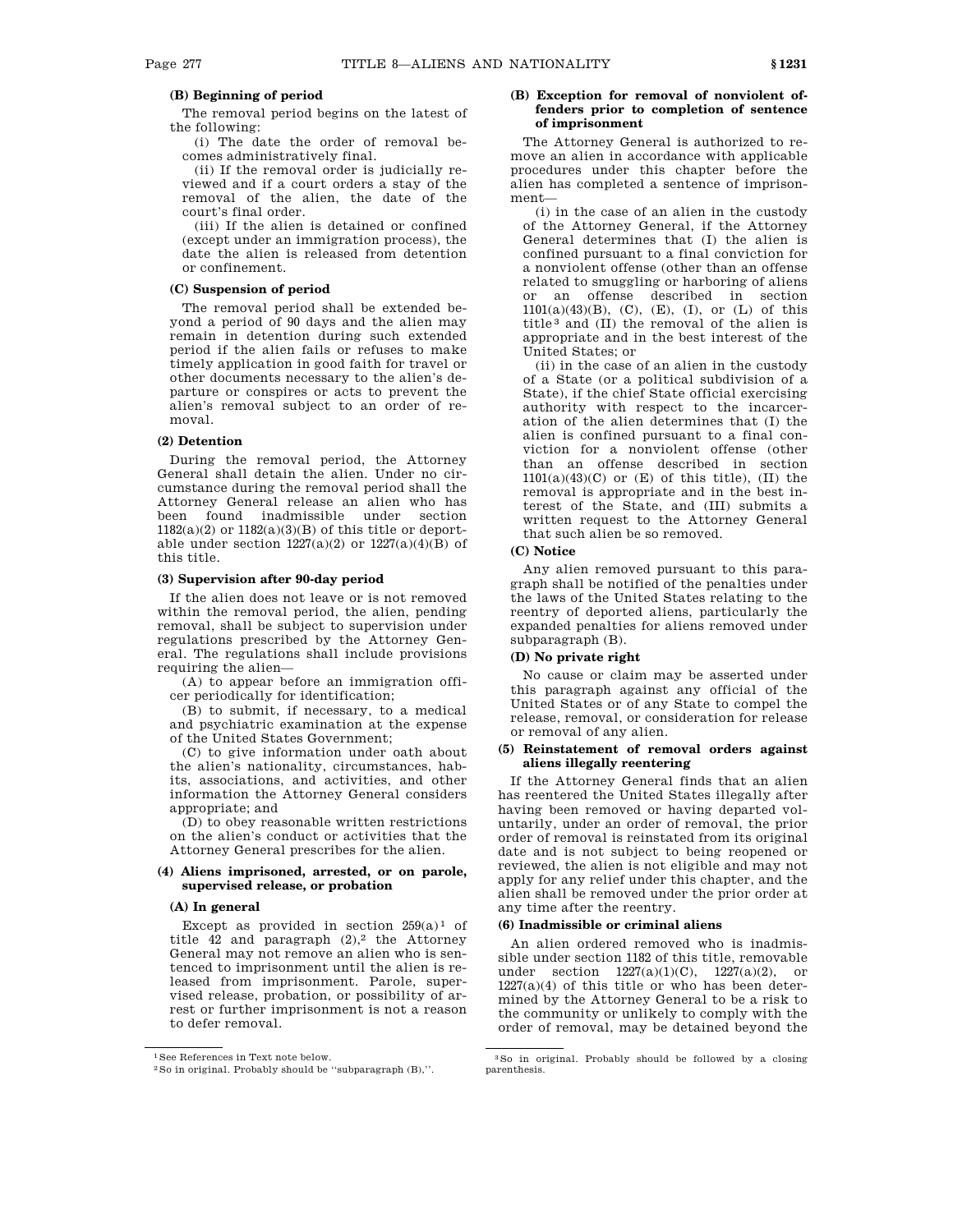#### (B) Beginning of period

The removal period begins on the latest of the following:

(i) The date the order of removal becomes administratively final.

(ii) If the removal order is judicially reviewed and if a court orders a stay of the removal of the alien, the date of the court's final order.

(iii) If the alien is detained or confined (except under an immigration process), the date the alien is released from detention or confinement.

#### (C) Suspension of period

The removal period shall be extended beyond a period of 90 days and the alien may remain in detention during such extended period if the alien fails or refuses to make timely application in good faith for travel or other documents necessary to the alien's departure or conspires or acts to prevent the alien's removal subject to an order of removal.

### (2) Detention

During the removal period, the Attorney General shall detain the alien. Under no circumstance during the removal period shall the Attorney General release an alien who has been found inadmissible under section 1182(a)(2) or 1182(a)(3)(B) of this title or deportable under section 1227(a)(2) or 1227(a)(4)(B) of this title.

### (3) Supervision after 90-day period

If the alien does not leave or is not removed within the removal period, the alien, pending removal, shall be subject to supervision under regulations prescribed by the Attorney General. The regulations shall include provisions requiring the alien—

(A) to appear before an immigration officer periodically for identification;

(B) to submit, if necessary, to a medical and psychiatric examination at the expense of the United States Government;

(C) to give information under oath about the alien's nationality, circumstances, habits, associations, and activities, and other information the Attorney General considers appropriate; and

(D) to obey reasonable written restrictions on the alien's conduct or activities that the Attorney General prescribes for the alien.

### (4) Aliens imprisoned, arrested, or on parole, supervised release, or probation

#### (A) In general

Except as provided in section 259(a)[1] of title 42 and paragraph (2),[2] the Attorney General may not remove an alien who is sentenced to imprisonment until the alien is released from imprisonment. Parole, supervised release, probation, or possibility of arrest or further imprisonment is not a reason to defer removal.

#### (B) Exception for removal of nonviolent offenders prior to completion of sentence of imprisonment

The Attorney General is authorized to remove an alien in accordance with applicable procedures under this chapter before the alien has completed a sentence of imprisonment—

(i) in the case of an alien in the custody of the Attorney General, if the Attorney General determines that (I) the alien is confined pursuant to a final conviction for a nonviolent offense (other than an offense related to smuggling or harboring of aliens or an offense described in section 1101(a)(43)(B), (C), (E), (I), or (L) of this title[3] and (II) the removal of the alien is appropriate and in the best interest of the United States; or

(ii) in the case of an alien in the custody of a State (or a political subdivision of a State), if the chief State official exercising authority with respect to the incarceration of the alien determines that (I) the alien is confined pursuant to a final conviction for a nonviolent offense (other than an offense described in section 1101(a)(43)(C) or (E) of this title), (II) the removal is appropriate and in the best interest of the State, and (III) submits a written request to the Attorney General that such alien be so removed.

#### (C) Notice

Any alien removed pursuant to this paragraph shall be notified of the penalties under the laws of the United States relating to the reentry of deported aliens, particularly the expanded penalties for aliens removed under subparagraph (B).

#### (D) No private right

No cause or claim may be asserted under this paragraph against any official of the United States or of any State to compel the release, removal, or consideration for release or removal of any alien.

### (5) Reinstatement of removal orders against aliens illegally reentering

If the Attorney General finds that an alien has reentered the United States illegally after having been removed or having departed voluntarily, under an order of removal, the prior order of removal is reinstated from its original date and is not subject to being reopened or reviewed, the alien is not eligible and may not apply for any relief under this chapter, and the alien shall be removed under the prior order at any time after the reentry.

### (6) Inadmissible or criminal aliens

An alien ordered removed who is inadmissible under section 1182 of this title, removable under section 1227(a)(1)(C), 1227(a)(2), or 1227(a)(4) of this title or who has been determined by the Attorney General to be a risk to the community or unlikely to comply with the order of removal, may be detained beyond the

---

[1] See References in Text note below.

[2] So in original. Probably should be "subparagraph (B),".

[3] So in original. Probably should be followed by a closing parenthesis.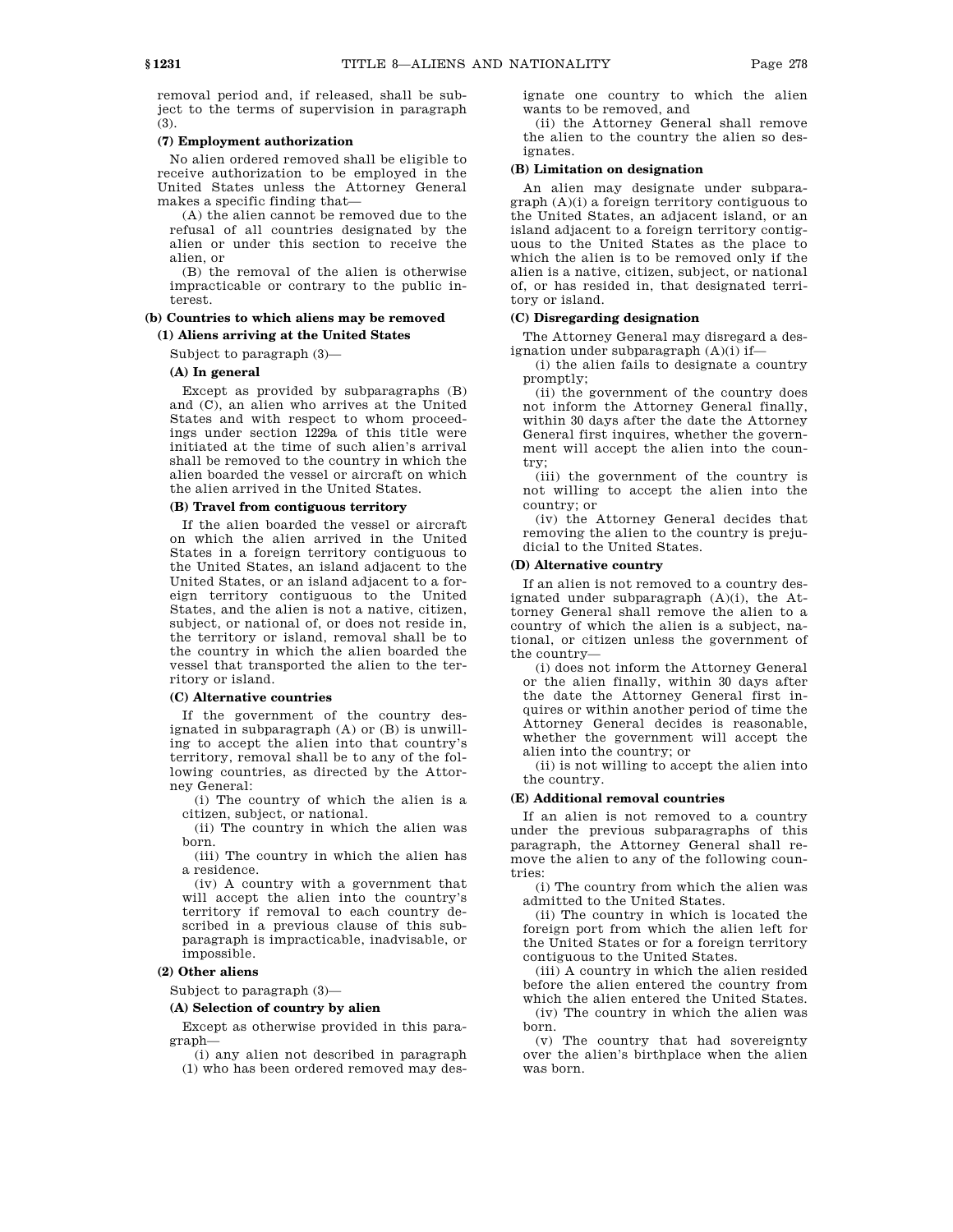removal period and, if released, shall be subject to the terms of supervision in paragraph (3).

**(7) Employment authorization**

No alien ordered removed shall be eligible to receive authorization to be employed in the United States unless the Attorney General makes a specific finding that—

(A) the alien cannot be removed due to the refusal of all countries designated by the alien or under this section to receive the alien, or

(B) the removal of the alien is otherwise impracticable or contrary to the public interest.

**(b) Countries to which aliens may be removed**

**(1) Aliens arriving at the United States**

Subject to paragraph (3)—

**(A) In general**

Except as provided by subparagraphs (B) and (C), an alien who arrives at the United States and with respect to whom proceedings under section 1229a of this title were initiated at the time of such alien's arrival shall be removed to the country in which the alien boarded the vessel or aircraft on which the alien arrived in the United States.

**(B) Travel from contiguous territory**

If the alien boarded the vessel or aircraft on which the alien arrived in the United States in a foreign territory contiguous to the United States, an island adjacent to the United States, or an island adjacent to a foreign territory contiguous to the United States, and the alien is not a native, citizen, subject, or national of, or does not reside in, the territory or island, removal shall be to the country in which the alien boarded the vessel that transported the alien to the territory or island.

**(C) Alternative countries**

If the government of the country designated in subparagraph (A) or (B) is unwilling to accept the alien into that country's territory, removal shall be to any of the following countries, as directed by the Attorney General:

(i) The country of which the alien is a citizen, subject, or national.

(ii) The country in which the alien was born.

(iii) The country in which the alien has a residence.

(iv) A country with a government that will accept the alien into the country's territory if removal to each country described in a previous clause of this subparagraph is impracticable, inadvisable, or impossible.

**(2) Other aliens**

Subject to paragraph (3)—

**(A) Selection of country by alien**

Except as otherwise provided in this paragraph—

(i) any alien not described in paragraph (1) who has been ordered removed may designate one country to which the alien wants to be removed, and

(ii) the Attorney General shall remove the alien to the country the alien so designates.

**(B) Limitation on designation**

An alien may designate under subparagraph (A)(i) a foreign territory contiguous to the United States, an adjacent island, or an island adjacent to a foreign territory contiguous to the United States as the place to which the alien is to be removed only if the alien is a native, citizen, subject, or national of, or has resided in, that designated territory or island.

**(C) Disregarding designation**

The Attorney General may disregard a designation under subparagraph (A)(i) if—

(i) the alien fails to designate a country promptly;

(ii) the government of the country does not inform the Attorney General finally, within 30 days after the date the Attorney General first inquires, whether the government will accept the alien into the country;

(iii) the government of the country is not willing to accept the alien into the country; or

(iv) the Attorney General decides that removing the alien to the country is prejudicial to the United States.

**(D) Alternative country**

If an alien is not removed to a country designated under subparagraph (A)(i), the Attorney General shall remove the alien to a country of which the alien is a subject, national, or citizen unless the government of the country—

(i) does not inform the Attorney General or the alien finally, within 30 days after the date the Attorney General first inquires or within another period of time the Attorney General decides is reasonable, whether the government will accept the alien into the country; or

(ii) is not willing to accept the alien into the country.

**(E) Additional removal countries**

If an alien is not removed to a country under the previous subparagraphs of this paragraph, the Attorney General shall remove the alien to any of the following countries:

(i) The country from which the alien was admitted to the United States.

(ii) The country in which is located the foreign port from which the alien left for the United States or for a foreign territory contiguous to the United States.

(iii) A country in which the alien resided before the alien entered the country from which the alien entered the United States.

(iv) The country in which the alien was born.

(v) The country that had sovereignty over the alien's birthplace when the alien was born.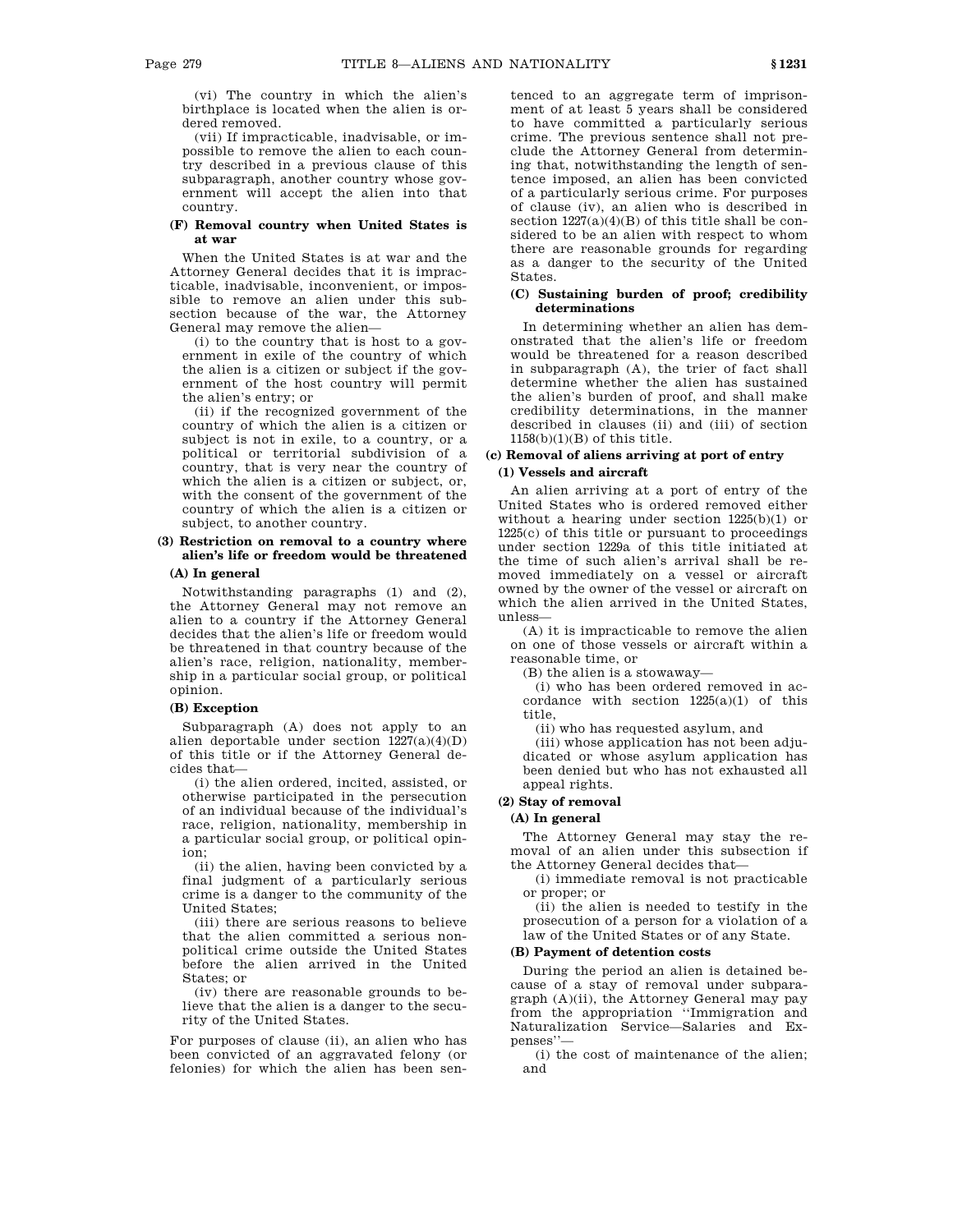(vi) The country in which the alien's birthplace is located when the alien is ordered removed.

(vii) If impracticable, inadvisable, or impossible to remove the alien to each country described in a previous clause of this subparagraph, another country whose government will accept the alien into that country.

#### (F) Removal country when United States is at war

When the United States is at war and the Attorney General decides that it is impracticable, inadvisable, inconvenient, or impossible to remove an alien under this subsection because of the war, the Attorney General may remove the alien—

(i) to the country that is host to a government in exile of the country of which the alien is a citizen or subject if the government of the host country will permit the alien's entry; or

(ii) if the recognized government of the country of which the alien is a citizen or subject is not in exile, to a country, or a political or territorial subdivision of a country, that is very near the country of which the alien is a citizen or subject, or, with the consent of the government of the country of which the alien is a citizen or subject, to another country.

### (3) Restriction on removal to a country where alien's life or freedom would be threatened

#### (A) In general

Notwithstanding paragraphs (1) and (2), the Attorney General may not remove an alien to a country if the Attorney General decides that the alien's life or freedom would be threatened in that country because of the alien's race, religion, nationality, membership in a particular social group, or political opinion.

#### (B) Exception

Subparagraph (A) does not apply to an alien deportable under section 1227(a)(4)(D) of this title or if the Attorney General decides that—

(i) the alien ordered, incited, assisted, or otherwise participated in the persecution of an individual because of the individual's race, religion, nationality, membership in a particular social group, or political opinion;

(ii) the alien, having been convicted by a final judgment of a particularly serious crime is a danger to the community of the United States;

(iii) there are serious reasons to believe that the alien committed a serious nonpolitical crime outside the United States before the alien arrived in the United States; or

(iv) there are reasonable grounds to believe that the alien is a danger to the security of the United States.

For purposes of clause (ii), an alien who has been convicted of an aggravated felony (or felonies) for which the alien has been sentenced to an aggregate term of imprisonment of at least 5 years shall be considered to have committed a particularly serious crime. The previous sentence shall not preclude the Attorney General from determining that, notwithstanding the length of sentence imposed, an alien has been convicted of a particularly serious crime. For purposes of clause (iv), an alien who is described in section 1227(a)(4)(B) of this title shall be considered to be an alien with respect to whom there are reasonable grounds for regarding as a danger to the security of the United States.

#### (C) Sustaining burden of proof; credibility determinations

In determining whether an alien has demonstrated that the alien's life or freedom would be threatened for a reason described in subparagraph (A), the trier of fact shall determine whether the alien has sustained the alien's burden of proof, and shall make credibility determinations, in the manner described in clauses (ii) and (iii) of section 1158(b)(1)(B) of this title.

## (c) Removal of aliens arriving at port of entry

### (1) Vessels and aircraft

An alien arriving at a port of entry of the United States who is ordered removed either without a hearing under section 1225(b)(1) or 1225(c) of this title or pursuant to proceedings under section 1229a of this title initiated at the time of such alien's arrival shall be removed immediately on a vessel or aircraft owned by the owner of the vessel or aircraft on which the alien arrived in the United States, unless—

(A) it is impracticable to remove the alien on one of those vessels or aircraft within a reasonable time, or

(B) the alien is a stowaway—

(i) who has been ordered removed in accordance with section 1225(a)(1) of this title,

(ii) who has requested asylum, and

(iii) whose application has not been adjudicated or whose asylum application has been denied but who has not exhausted all appeal rights.

### (2) Stay of removal

#### (A) In general

The Attorney General may stay the removal of an alien under this subsection if the Attorney General decides that—

(i) immediate removal is not practicable or proper; or

(ii) the alien is needed to testify in the prosecution of a person for a violation of a law of the United States or of any State.

#### (B) Payment of detention costs

During the period an alien is detained because of a stay of removal under subparagraph (A)(ii), the Attorney General may pay from the appropriation "Immigration and Naturalization Service—Salaries and Expenses"—

(i) the cost of maintenance of the alien; and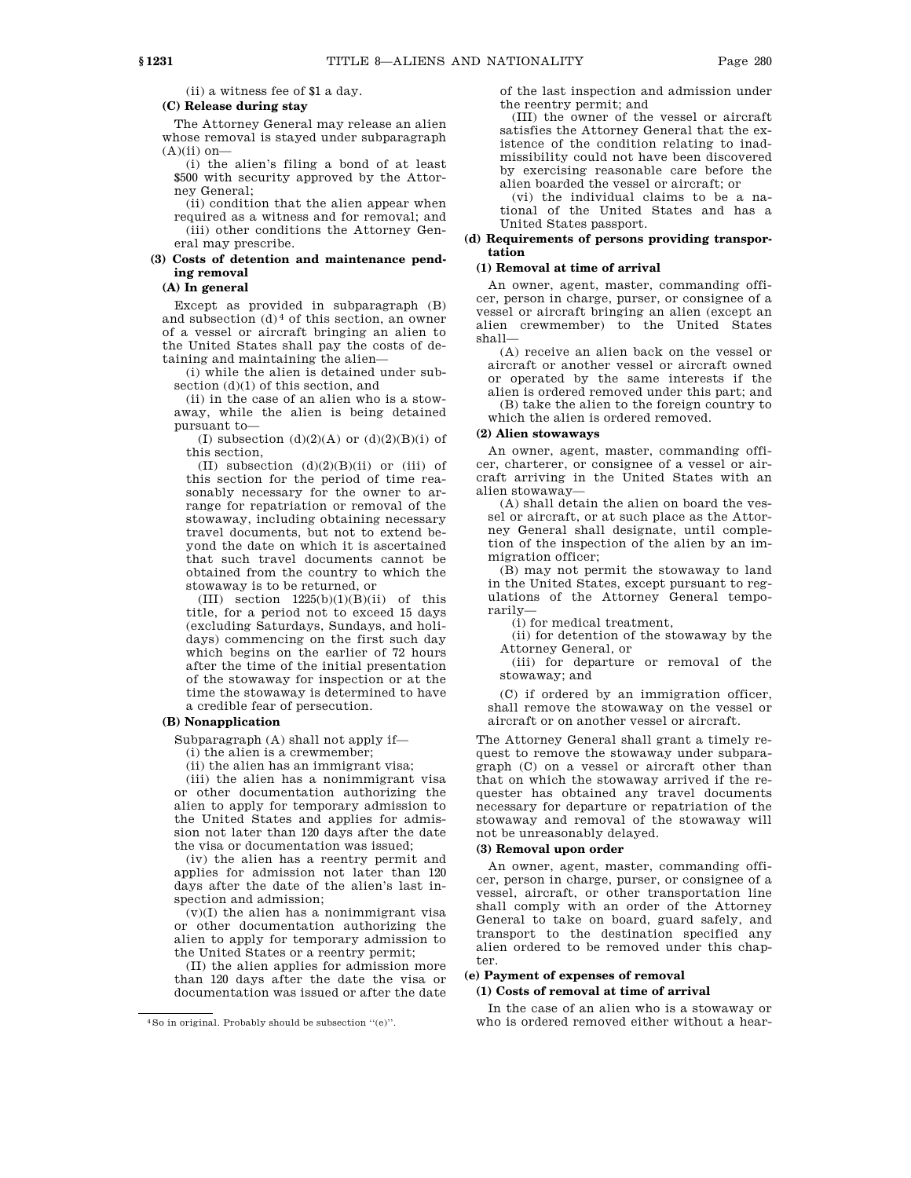(ii) a witness fee of $1 a day.

**(C) Release during stay**

The Attorney General may release an alien whose removal is stayed under subparagraph (A)(ii) on—

(i) the alien's filing a bond of at least $500 with security approved by the Attorney General;

(ii) condition that the alien appear when required as a witness and for removal; and

(iii) other conditions the Attorney General may prescribe.

**(3) Costs of detention and maintenance pending removal**

**(A) In general**

Except as provided in subparagraph (B) and subsection (d)[4] of this section, an owner of a vessel or aircraft bringing an alien to the United States shall pay the costs of detaining and maintaining the alien—

(i) while the alien is detained under subsection (d)(1) of this section, and

(ii) in the case of an alien who is a stowaway, while the alien is being detained pursuant to—

(I) subsection (d)(2)(A) or (d)(2)(B)(i) of this section,

(II) subsection (d)(2)(B)(ii) or (iii) of this section for the period of time reasonably necessary for the owner to arrange for repatriation or removal of the stowaway, including obtaining necessary travel documents, but not to extend beyond the date on which it is ascertained that such travel documents cannot be obtained from the country to which the stowaway is to be returned, or

(III) section 1225(b)(1)(B)(ii) of this title, for a period not to exceed 15 days (excluding Saturdays, Sundays, and holidays) commencing on the first such day which begins on the earlier of 72 hours after the time of the initial presentation of the stowaway for inspection or at the time the stowaway is determined to have a credible fear of persecution.

**(B) Nonapplication**

Subparagraph (A) shall not apply if—

(i) the alien is a crewmember;

(ii) the alien has an immigrant visa;

(iii) the alien has a nonimmigrant visa or other documentation authorizing the alien to apply for temporary admission to the United States and applies for admission not later than 120 days after the date the visa or documentation was issued;

(iv) the alien has a reentry permit and applies for admission not later than 120 days after the date of the alien's last inspection and admission;

(v)(I) the alien has a nonimmigrant visa or other documentation authorizing the alien to apply for temporary admission to the United States or a reentry permit;

(II) the alien applies for admission more than 120 days after the date the visa or documentation was issued or after the date of the last inspection and admission under the reentry permit; and

(III) the owner of the vessel or aircraft satisfies the Attorney General that the existence of the condition relating to inadmissibility could not have been discovered by exercising reasonable care before the alien boarded the vessel or aircraft; or

(vi) the individual claims to be a national of the United States and has a United States passport.

**(d) Requirements of persons providing transportation**

**(1) Removal at time of arrival**

An owner, agent, master, commanding officer, person in charge, purser, or consignee of a vessel or aircraft bringing an alien (except an alien crewmember) to the United States shall—

(A) receive an alien back on the vessel or aircraft or another vessel or aircraft owned or operated by the same interests if the alien is ordered removed under this part; and

(B) take the alien to the foreign country to which the alien is ordered removed.

**(2) Alien stowaways**

An owner, agent, master, commanding officer, charterer, or consignee of a vessel or aircraft arriving in the United States with an alien stowaway—

(A) shall detain the alien on board the vessel or aircraft, or at such place as the Attorney General shall designate, until completion of the inspection of the alien by an immigration officer;

(B) may not permit the stowaway to land in the United States, except pursuant to regulations of the Attorney General temporarily—

(i) for medical treatment,

(ii) for detention of the stowaway by the Attorney General, or

(iii) for departure or removal of the stowaway; and

(C) if ordered by an immigration officer, shall remove the stowaway on the vessel or aircraft or on another vessel or aircraft.

The Attorney General shall grant a timely request to remove the stowaway under subparagraph (C) on a vessel or aircraft other than that on which the stowaway arrived if the requester has obtained any travel documents necessary for departure or repatriation of the stowaway and removal of the stowaway will not be unreasonably delayed.

**(3) Removal upon order**

An owner, agent, master, commanding officer, person in charge, purser, or consignee of a vessel, aircraft, or other transportation line shall comply with an order of the Attorney General to take on board, guard safely, and transport to the destination specified any alien ordered to be removed under this chapter.

**(e) Payment of expenses of removal**

**(1) Costs of removal at time of arrival**

In the case of an alien who is a stowaway or who is ordered removed either without a hear-

---

[4] So in original. Probably should be subsection "(e)".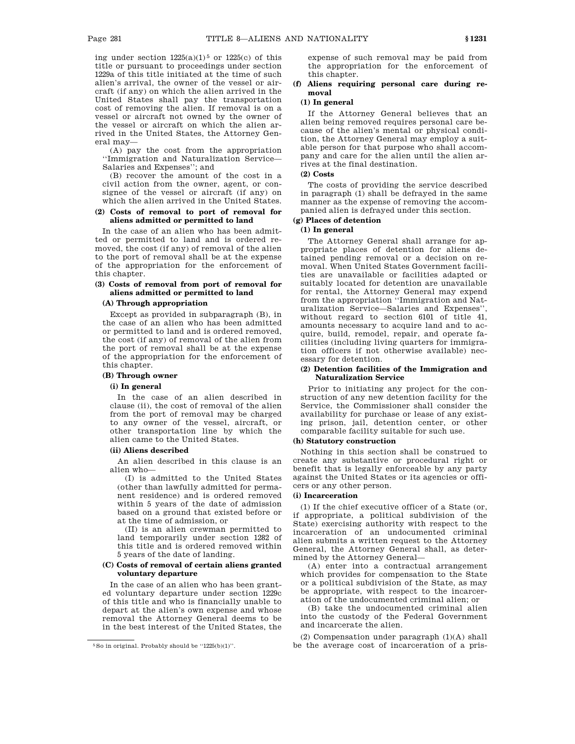ing under section 1225(a)(1)[5] or 1225(c) of this title or pursuant to proceedings under section 1229a of this title initiated at the time of such alien's arrival, the owner of the vessel or aircraft (if any) on which the alien arrived in the United States shall pay the transportation cost of removing the alien. If removal is on a vessel or aircraft not owned by the owner of the vessel or aircraft on which the alien arrived in the United States, the Attorney General may—

(A) pay the cost from the appropriation ''Immigration and Naturalization Service—Salaries and Expenses''; and

(B) recover the amount of the cost in a civil action from the owner, agent, or consignee of the vessel or aircraft (if any) on which the alien arrived in the United States.

**(2) Costs of removal to port of removal for aliens admitted or permitted to land**

In the case of an alien who has been admitted or permitted to land and is ordered removed, the cost (if any) of removal of the alien to the port of removal shall be at the expense of the appropriation for the enforcement of this chapter.

**(3) Costs of removal from port of removal for aliens admitted or permitted to land**

**(A) Through appropriation**

Except as provided in subparagraph (B), in the case of an alien who has been admitted or permitted to land and is ordered removed, the cost (if any) of removal of the alien from the port of removal shall be at the expense of the appropriation for the enforcement of this chapter.

**(B) Through owner**

**(i) In general**

In the case of an alien described in clause (ii), the cost of removal of the alien from the port of removal may be charged to any owner of the vessel, aircraft, or other transportation line by which the alien came to the United States.

**(ii) Aliens described**

An alien described in this clause is an alien who—

(I) is admitted to the United States (other than lawfully admitted for permanent residence) and is ordered removed within 5 years of the date of admission based on a ground that existed before or at the time of admission, or

(II) is an alien crewman permitted to land temporarily under section 1282 of this title and is ordered removed within 5 years of the date of landing.

**(C) Costs of removal of certain aliens granted voluntary departure**

In the case of an alien who has been granted voluntary departure under section 1229c of this title and who is financially unable to depart at the alien's own expense and whose removal the Attorney General deems to be in the best interest of the United States, the expense of such removal may be paid from the appropriation for the enforcement of this chapter.

**(f) Aliens requiring personal care during removal**

**(1) In general**

If the Attorney General believes that an alien being removed requires personal care because of the alien's mental or physical condition, the Attorney General may employ a suitable person for that purpose who shall accompany and care for the alien until the alien arrives at the final destination.

**(2) Costs**

The costs of providing the service described in paragraph (1) shall be defrayed in the same manner as the expense of removing the accompanied alien is defrayed under this section.

**(g) Places of detention**

**(1) In general**

The Attorney General shall arrange for appropriate places of detention for aliens detained pending removal or a decision on removal. When United States Government facilities are unavailable or facilities adapted or suitably located for detention are unavailable for rental, the Attorney General may expend from the appropriation ''Immigration and Naturalization Service—Salaries and Expenses'', without regard to section 6101 of title 41, amounts necessary to acquire land and to acquire, build, remodel, repair, and operate facilities (including living quarters for immigration officers if not otherwise available) necessary for detention.

**(2) Detention facilities of the Immigration and Naturalization Service**

Prior to initiating any project for the construction of any new detention facility for the Service, the Commissioner shall consider the availability for purchase or lease of any existing prison, jail, detention center, or other comparable facility suitable for such use.

**(h) Statutory construction**

Nothing in this section shall be construed to create any substantive or procedural right or benefit that is legally enforceable by any party against the United States or its agencies or officers or any other person.

**(i) Incarceration**

(1) If the chief executive officer of a State (or, if appropriate, a political subdivision of the State) exercising authority with respect to the incarceration of an undocumented criminal alien submits a written request to the Attorney General, the Attorney General shall, as determined by the Attorney General—

(A) enter into a contractual arrangement which provides for compensation to the State or a political subdivision of the State, as may be appropriate, with respect to the incarceration of the undocumented criminal alien; or

(B) take the undocumented criminal alien into the custody of the Federal Government and incarcerate the alien.

(2) Compensation under paragraph (1)(A) shall be the average cost of incarceration of a pris-

[5] So in original. Probably should be ''1225(b)(1)''.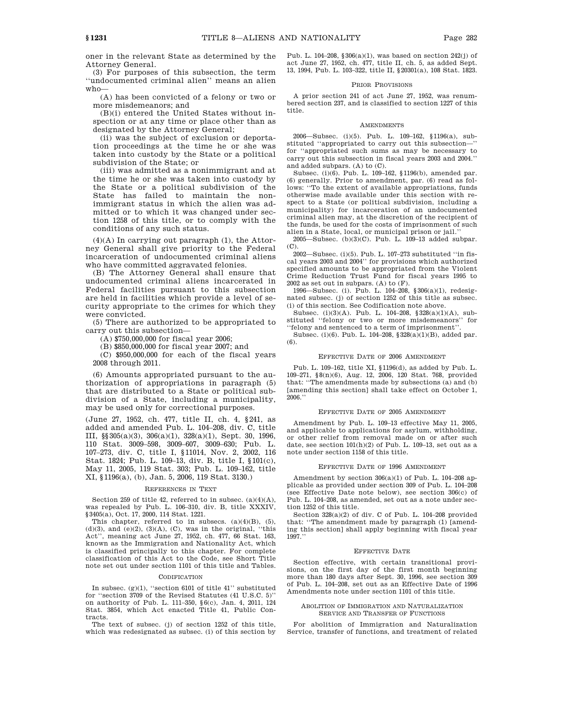oner in the relevant State as determined by the Attorney General.

(3) For purposes of this subsection, the term ''undocumented criminal alien'' means an alien who—

(A) has been convicted of a felony or two or more misdemeanors; and

(B)(i) entered the United States without inspection or at any time or place other than as designated by the Attorney General;

(ii) was the subject of exclusion or deportation proceedings at the time he or she was taken into custody by the State or a political subdivision of the State; or

(iii) was admitted as a nonimmigrant and at the time he or she was taken into custody by the State or a political subdivision of the State has failed to maintain the nonimmigrant status in which the alien was admitted or to which it was changed under section 1258 of this title, or to comply with the conditions of any such status.

(4)(A) In carrying out paragraph (1), the Attorney General shall give priority to the Federal incarceration of undocumented criminal aliens who have committed aggravated felonies.

(B) The Attorney General shall ensure that undocumented criminal aliens incarcerated in Federal facilities pursuant to this subsection are held in facilities which provide a level of security appropriate to the crimes for which they were convicted.

(5) There are authorized to be appropriated to carry out this subsection—

(A) $750,000,000 for fiscal year 2006;

(B) $850,000,000 for fiscal year 2007; and

(C) $950,000,000 for each of the fiscal years 2008 through 2011.

(6) Amounts appropriated pursuant to the authorization of appropriations in paragraph (5) that are distributed to a State or political subdivision of a State, including a municipality, may be used only for correctional purposes.

(June 27, 1952, ch. 477, title II, ch. 4, §241, as added and amended Pub. L. 104–208, div. C, title III, §§305(a)(3), 306(a)(1), 328(a)(1), Sept. 30, 1996, 110 Stat. 3009–598, 3009–607, 3009–630; Pub. L. 107–273, div. C, title I, §11014, Nov. 2, 2002, 116 Stat. 1824; Pub. L. 109–13, div. B, title I, §101(c), May 11, 2005, 119 Stat. 303; Pub. L. 109–162, title XI, §1196(a), (b), Jan. 5, 2006, 119 Stat. 3130.)

REFERENCES IN TEXT

Section 259 of title 42, referred to in subsec. (a)(4)(A), was repealed by Pub. L. 106–310, div. B, title XXXIV, §3405(a), Oct. 17, 2000, 114 Stat. 1221.

This chapter, referred to in subsecs. (a)(4)(B), (5), (d)(3), and (e)(2), (3)(A), (C), was in the original, ''this Act'', meaning act June 27, 1952, ch. 477, 66 Stat. 163, known as the Immigration and Nationality Act, which is classified principally to this chapter. For complete classification of this Act to the Code, see Short Title note set out under section 1101 of this title and Tables.

CODIFICATION

In subsec. (g)(1), ''section 6101 of title 41'' substituted for ''section 3709 of the Revised Statutes (41 U.S.C. 5)'' on authority of Pub. L. 111–350, §6(c), Jan. 4, 2011, 124 Stat. 3854, which Act enacted Title 41, Public Contracts.

The text of subsec. (j) of section 1252 of this title, which was redesignated as subsec. (i) of this section by Pub. L. 104–208, §306(a)(1), was based on section 242(j) of act June 27, 1952, ch. 477, title II, ch. 5, as added Sept. 13, 1994, Pub. L. 103–322, title II, §20301(a), 108 Stat. 1823.

PRIOR PROVISIONS

A prior section 241 of act June 27, 1952, was renumbered section 237, and is classified to section 1227 of this title.

AMENDMENTS

2006—Subsec. (i)(5). Pub. L. 109–162, §1196(a), substituted ''appropriated to carry out this subsection—'' for ''appropriated such sums as may be necessary to carry out this subsection in fiscal years 2003 and 2004.'' and added subpars. (A) to (C).

Subsec. (i)(6). Pub. L. 109–162, §1196(b), amended par. (6) generally. Prior to amendment, par. (6) read as follows: ''To the extent of available appropriations, funds otherwise made available under this section with respect to a State (or political subdivision, including a municipality) for incarceration of an undocumented criminal alien may, at the discretion of the recipient of the funds, be used for the costs of imprisonment of such alien in a State, local, or municipal prison or jail.''

2005—Subsec. (b)(3)(C). Pub. L. 109–13 added subpar. (C).

2002—Subsec. (i)(5). Pub. L. 107–273 substituted ''in fiscal years 2003 and 2004'' for provisions which authorized specified amounts to be appropriated from the Violent Crime Reduction Trust Fund for fiscal years 1995 to 2002 as set out in subpars. (A) to (F).

1996—Subsec. (i). Pub. L. 104–208, §306(a)(1), redesignated subsec. (j) of section 1252 of this title as subsec. (i) of this section. See Codification note above.

Subsec. (i)(3)(A). Pub. L. 104–208, §328(a)(1)(A), substituted ''felony or two or more misdemeanors'' for ''felony and sentenced to a term of imprisonment''.

Subsec. (i)(6). Pub. L. 104–208, §328(a)(1)(B), added par. (6).

EFFECTIVE DATE OF 2006 AMENDMENT

Pub. L. 109–162, title XI, §1196(d), as added by Pub. L. 109–271, §8(n)(6), Aug. 12, 2006, 120 Stat. 768, provided that: ''The amendments made by subsections (a) and (b) [amending this section] shall take effect on October 1, 2006.''

EFFECTIVE DATE OF 2005 AMENDMENT

Amendment by Pub. L. 109–13 effective May 11, 2005, and applicable to applications for asylum, withholding, or other relief from removal made on or after such date, see section 101(h)(2) of Pub. L. 109–13, set out as a note under section 1158 of this title.

EFFECTIVE DATE OF 1996 AMENDMENT

Amendment by section 306(a)(1) of Pub. L. 104–208 applicable as provided under section 309 of Pub. L. 104–208 (see Effective Date note below), see section 306(c) of Pub. L. 104–208, as amended, set out as a note under section 1252 of this title.

Section 328(a)(2) of div. C of Pub. L. 104–208 provided that: ''The amendment made by paragraph (1) [amending this section] shall apply beginning with fiscal year 1997.''

EFFECTIVE DATE

Section effective, with certain transitional provisions, on the first day of the first month beginning more than 180 days after Sept. 30, 1996, see section 309 of Pub. L. 104–208, set out as an Effective Date of 1996 Amendments note under section 1101 of this title.

ABOLITION OF IMMIGRATION AND NATURALIZATION SERVICE AND TRANSFER OF FUNCTIONS

For abolition of Immigration and Naturalization Service, transfer of functions, and treatment of related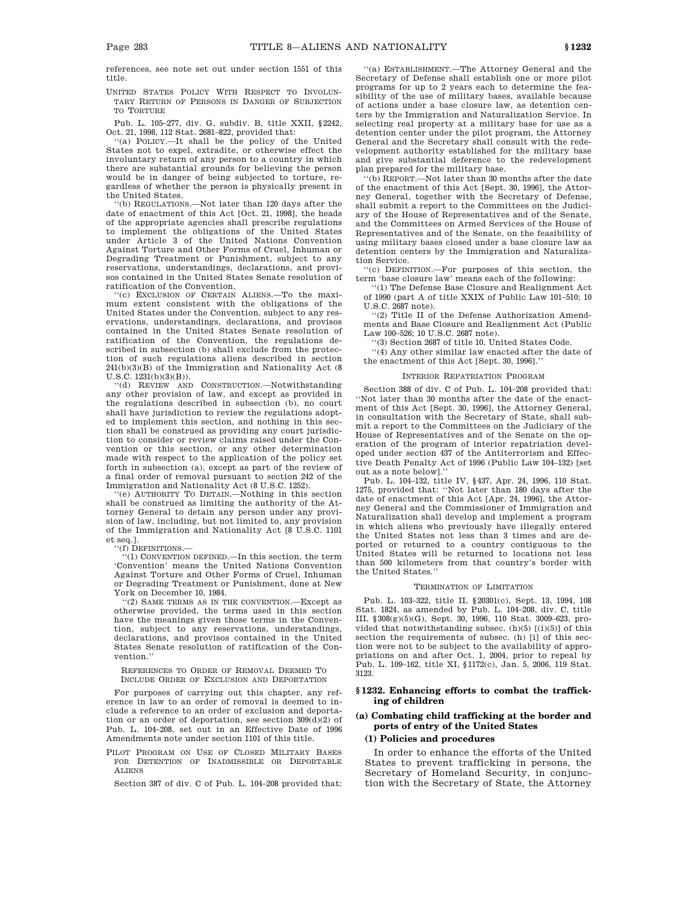references, see note set out under section 1551 of this title.

UNITED STATES POLICY WITH RESPECT TO INVOLUNTARY RETURN OF PERSONS IN DANGER OF SUBJECTION TO TORTURE

Pub. L. 105–277, div. G, subdiv. B, title XXII, §2242, Oct. 21, 1998, 112 Stat. 2681–822, provided that:

''(a) POLICY.—It shall be the policy of the United States not to expel, extradite, or otherwise effect the involuntary return of any person to a country in which there are substantial grounds for believing the person would be in danger of being subjected to torture, regardless of whether the person is physically present in the United States.

''(b) REGULATIONS.—Not later than 120 days after the date of enactment of this Act [Oct. 21, 1998], the heads of the appropriate agencies shall prescribe regulations to implement the obligations of the United States under Article 3 of the United Nations Convention Against Torture and Other Forms of Cruel, Inhuman or Degrading Treatment or Punishment, subject to any reservations, understandings, declarations, and provisos contained in the United States Senate resolution of ratification of the Convention.

''(c) EXCLUSION OF CERTAIN ALIENS.—To the maximum extent consistent with the obligations of the United States under the Convention, subject to any reservations, understandings, declarations, and provisos contained in the United States Senate resolution of ratification of the Convention, the regulations described in subsection (b) shall exclude from the protection of such regulations aliens described in section 241(b)(3)(B) of the Immigration and Nationality Act (8 U.S.C. 1231(b)(3)(B)).

''(d) REVIEW AND CONSTRUCTION.—Notwithstanding any other provision of law, and except as provided in the regulations described in subsection (b), no court shall have jurisdiction to review the regulations adopted to implement this section, and nothing in this section shall be construed as providing any court jurisdiction to consider or review claims raised under the Convention or this section, or any other determination made with respect to the application of the policy set forth in subsection (a), except as part of the review of a final order of removal pursuant to section 242 of the Immigration and Nationality Act (8 U.S.C. 1252).

''(e) AUTHORITY TO DETAIN.—Nothing in this section shall be construed as limiting the authority of the Attorney General to detain any person under any provision of law, including, but not limited to, any provision of the Immigration and Nationality Act [8 U.S.C. 1101 et seq.].

''(f) DEFINITIONS.—

''(1) CONVENTION DEFINED.—In this section, the term 'Convention' means the United Nations Convention Against Torture and Other Forms of Cruel, Inhuman or Degrading Treatment or Punishment, done at New York on December 10, 1984.

''(2) SAME TERMS AS IN THE CONVENTION.—Except as otherwise provided, the terms used in this section have the meanings given those terms in the Convention, subject to any reservations, understandings, declarations, and provisos contained in the United States Senate resolution of ratification of the Convention.''

REFERENCES TO ORDER OF REMOVAL DEEMED TO INCLUDE ORDER OF EXCLUSION AND DEPORTATION

For purposes of carrying out this chapter, any reference in law to an order of removal is deemed to include a reference to an order of exclusion and deportation or an order of deportation, see section 309(d)(2) of Pub. L. 104–208, set out in an Effective Date of 1996 Amendments note under section 1101 of this title.

PILOT PROGRAM ON USE OF CLOSED MILITARY BASES FOR DETENTION OF INADMISSIBLE OR DEPORTABLE ALIENS

Section 387 of div. C of Pub. L. 104–208 provided that:

''(a) ESTABLISHMENT.—The Attorney General and the Secretary of Defense shall establish one or more pilot programs for up to 2 years each to determine the feasibility of the use of military bases, available because of actions under a base closure law, as detention centers by the Immigration and Naturalization Service. In selecting real property at a military base for use as a detention center under the pilot program, the Attorney General and the Secretary shall consult with the redevelopment authority established for the military base and give substantial deference to the redevelopment plan prepared for the military base.

''(b) REPORT.—Not later than 30 months after the date of the enactment of this Act [Sept. 30, 1996], the Attorney General, together with the Secretary of Defense, shall submit a report to the Committees on the Judiciary of the House of Representatives and of the Senate, and the Committees on Armed Services of the House of Representatives and of the Senate, on the feasibility of using military bases closed under a base closure law as detention centers by the Immigration and Naturalization Service.

''(c) DEFINITION.—For purposes of this section, the term 'base closure law' means each of the following:

''(1) The Defense Base Closure and Realignment Act of 1990 (part A of title XXIX of Public Law 101–510; 10 U.S.C. 2687 note).

''(2) Title II of the Defense Authorization Amendments and Base Closure and Realignment Act (Public Law 100–526; 10 U.S.C. 2687 note).

''(3) Section 2687 of title 10, United States Code.

''(4) Any other similar law enacted after the date of the enactment of this Act [Sept. 30, 1996].''

INTERIOR REPATRIATION PROGRAM

Section 388 of div. C of Pub. L. 104–208 provided that: ''Not later than 30 months after the date of the enactment of this Act [Sept. 30, 1996], the Attorney General, in consultation with the Secretary of State, shall submit a report to the Committees on the Judiciary of the House of Representatives and of the Senate on the operation of the program of interior repatriation developed under section 437 of the Antiterrorism and Effective Death Penalty Act of 1996 (Public Law 104–132) [set out as a note below].''

Pub. L. 104–132, title IV, §437, Apr. 24, 1996, 110 Stat. 1275, provided that: ''Not later than 180 days after the date of enactment of this Act [Apr. 24, 1996], the Attorney General and the Commissioner of Immigration and Naturalization shall develop and implement a program in which aliens who previously have illegally entered the United States not less than 3 times and are deported or returned to a country contiguous to the United States will be returned to locations not less than 500 kilometers from that country's border with the United States.''

TERMINATION OF LIMITATION

Pub. L. 103–322, title II, §20301(c), Sept. 13, 1994, 108 Stat. 1824, as amended by Pub. L. 104–208, div. C, title III, §308(g)(5)(G), Sept. 30, 1996, 110 Stat. 3009–623, provided that notwithstanding subsec. (h)(5) [(i)(5)] of this section the requirements of subsec. (h) [i] of this section were not to be subject to the availability of appropriations on and after Oct. 1, 2004, prior to repeal by Pub. L. 109–162, title XI, §1172(c), Jan. 5, 2006, 119 Stat. 3123.

## §1232. Enhancing efforts to combat the trafficking of children

### (a) Combating child trafficking at the border and ports of entry of the United States

#### (1) Policies and procedures

In order to enhance the efforts of the United States to prevent trafficking in persons, the Secretary of Homeland Security, in conjunction with the Secretary of State, the Attorney